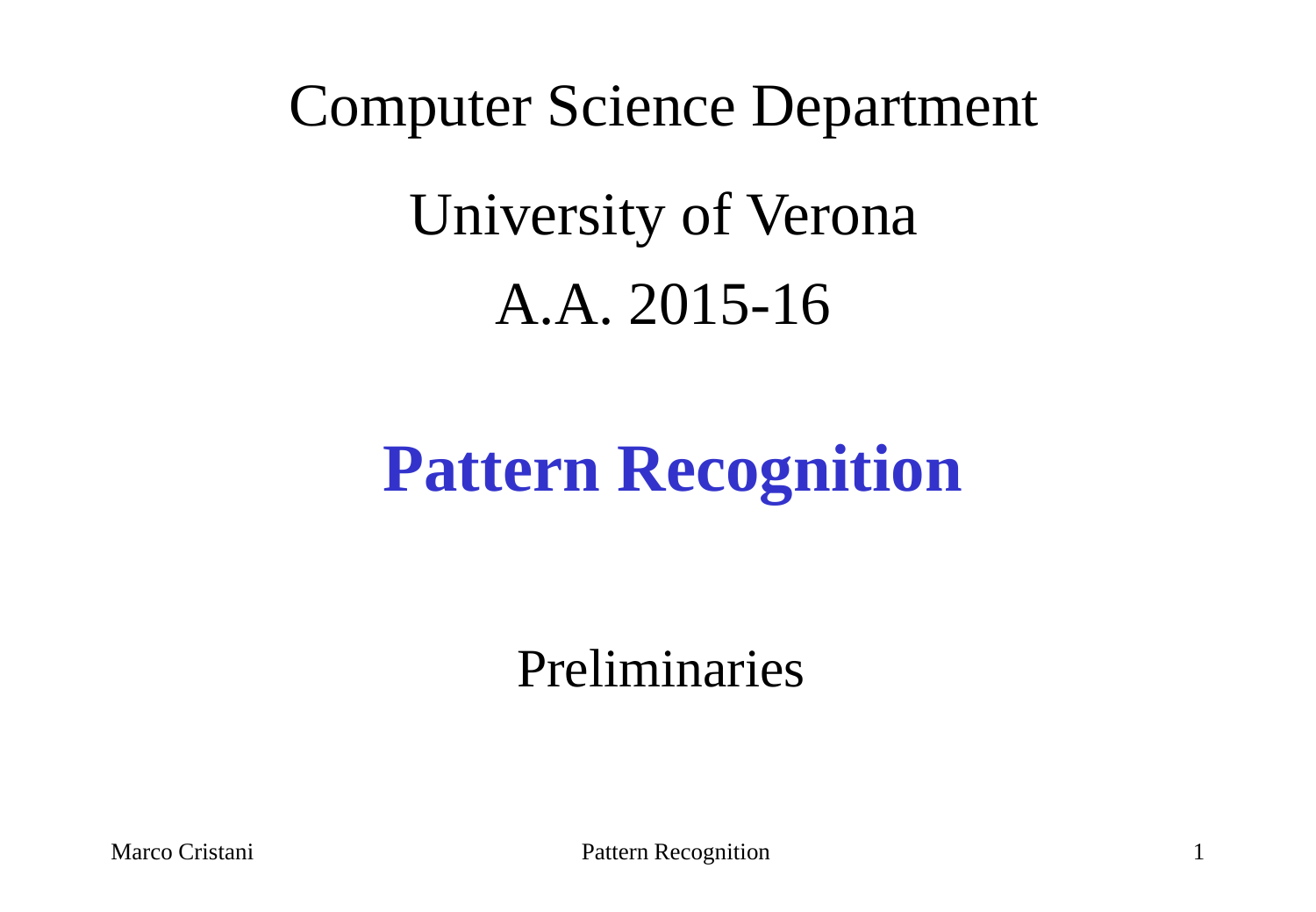Computer Science Department

University of Verona

A.A. 2015-16

# Pattern Recognition

Preliminaries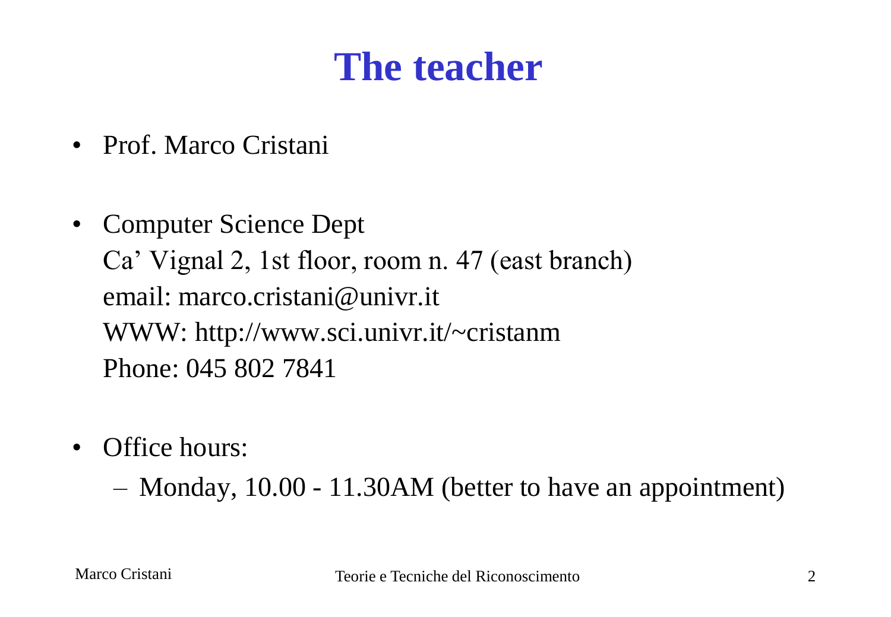# The teacher

- Prof. Marco Cristani

- Computer Science Dept
  Ca' Vignal 2, 1st floor, room n. 47 (east branch)
  email: marco.cristani@univr.it
  WWW: http://www.sci.univr.it/~cristanm
  Phone: 045 802 7841

- Office hours:
  - Monday, 10.00 - 11.30AM (better to have an appointment)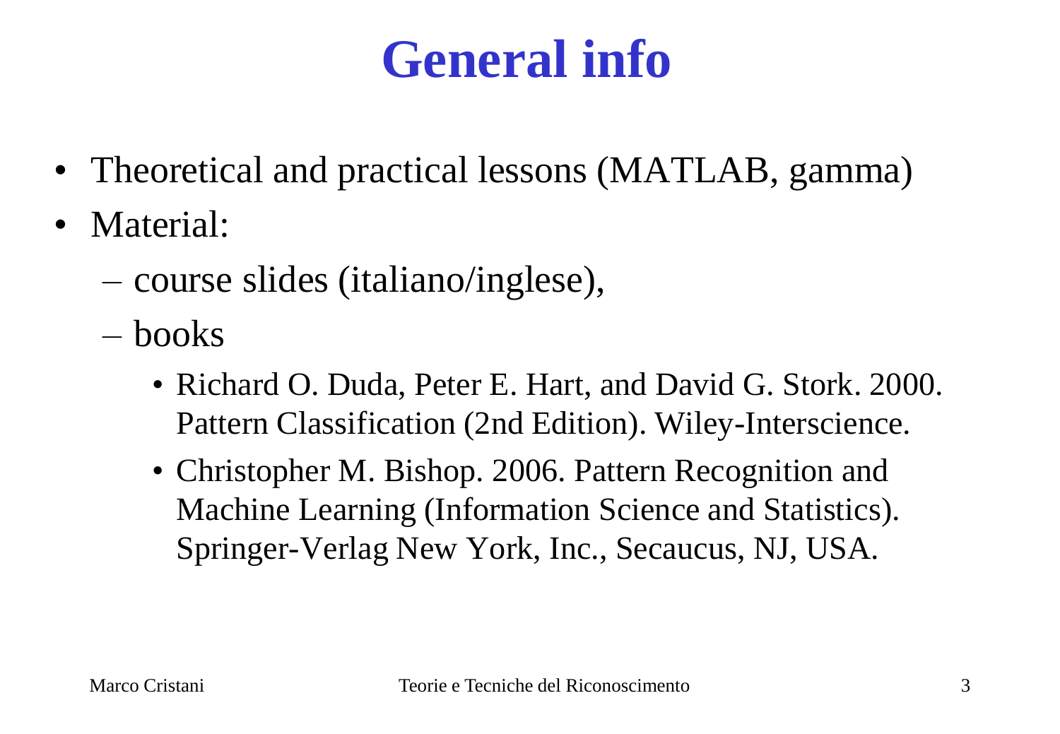# General info

- Theoretical and practical lessons (MATLAB, gamma)
- Material:
  - course slides (italiano/inglese),
  - books
    - Richard O. Duda, Peter E. Hart, and David G. Stork. 2000. Pattern Classification (2nd Edition). Wiley-Interscience.
    - Christopher M. Bishop. 2006. Pattern Recognition and Machine Learning (Information Science and Statistics). Springer-Verlag New York, Inc., Secaucus, NJ, USA.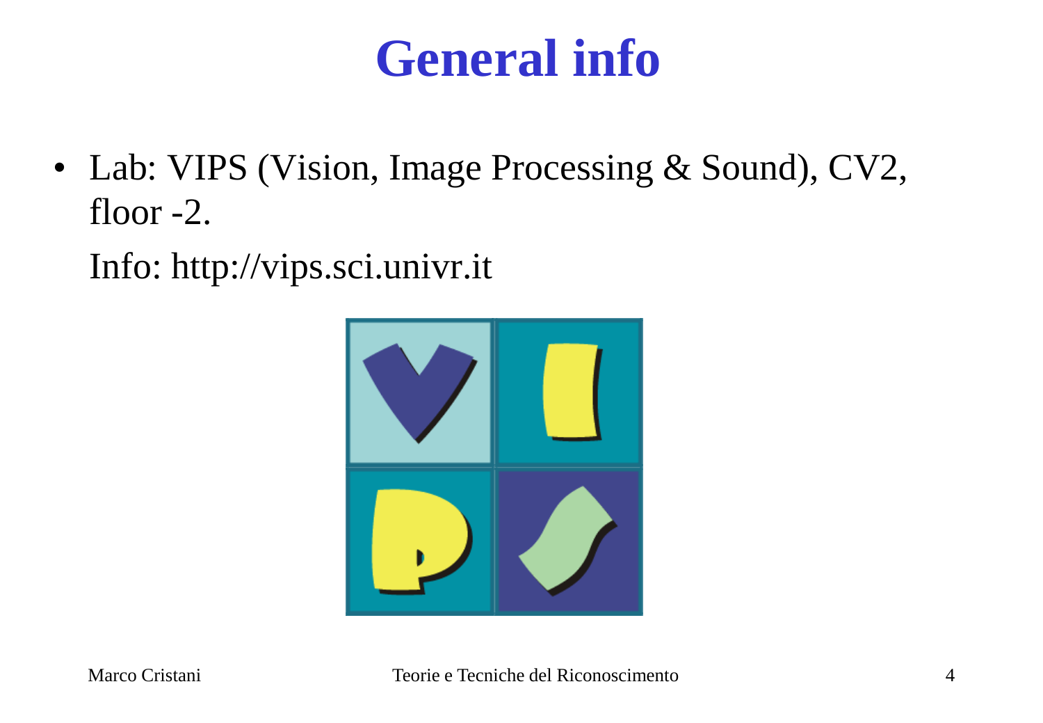# General info

- Lab: VIPS (Vision, Image Processing & Sound), CV2, floor -2.

  Info: http://vips.sci.univr.it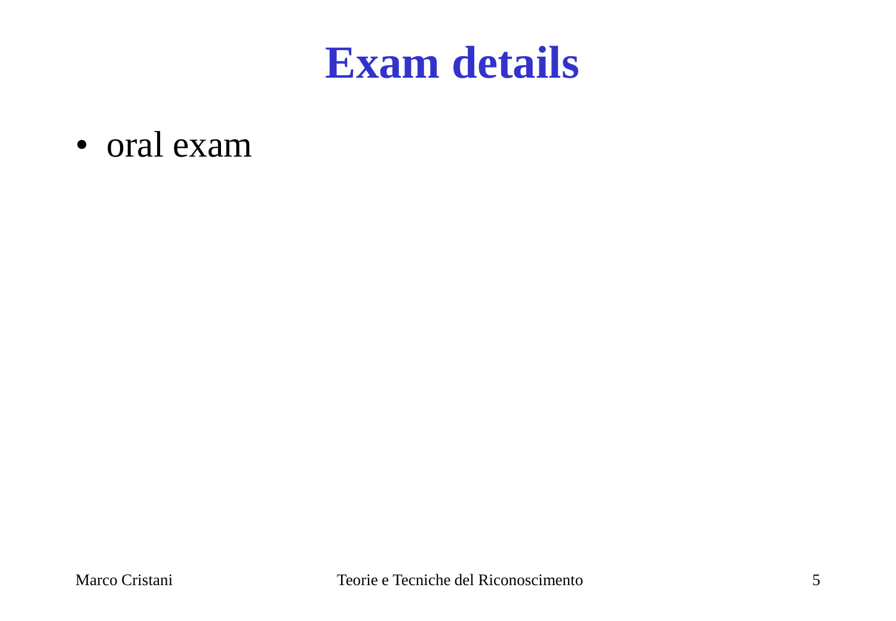# Exam details

- oral exam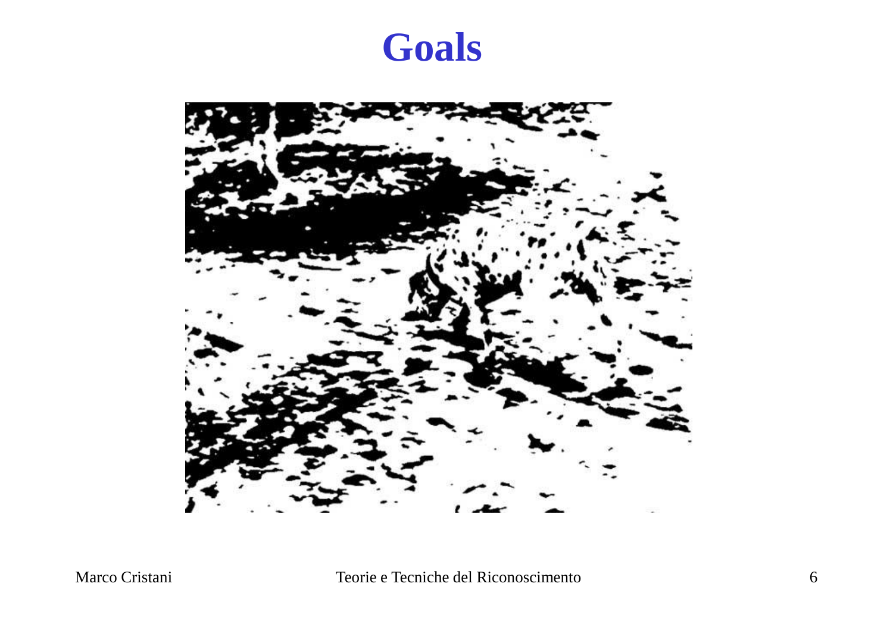# Goals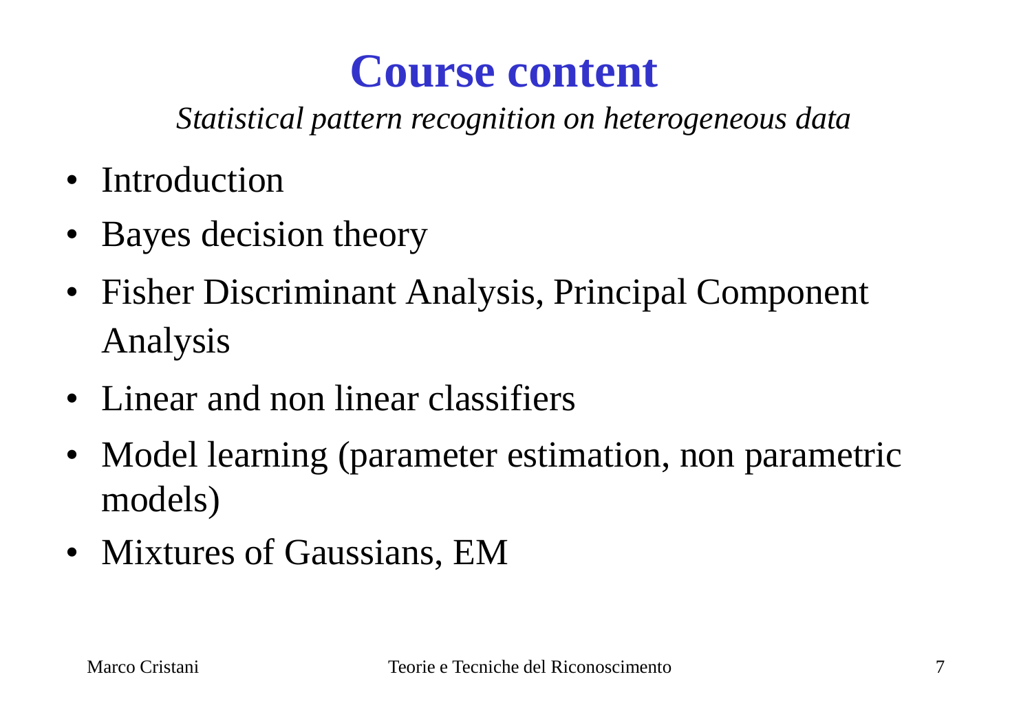# Course content

*Statistical pattern recognition on heterogeneous data*

- Introduction
- Bayes decision theory
- Fisher Discriminant Analysis, Principal Component Analysis
- Linear and non linear classifiers
- Model learning (parameter estimation, non parametric models)
- Mixtures of Gaussians, EM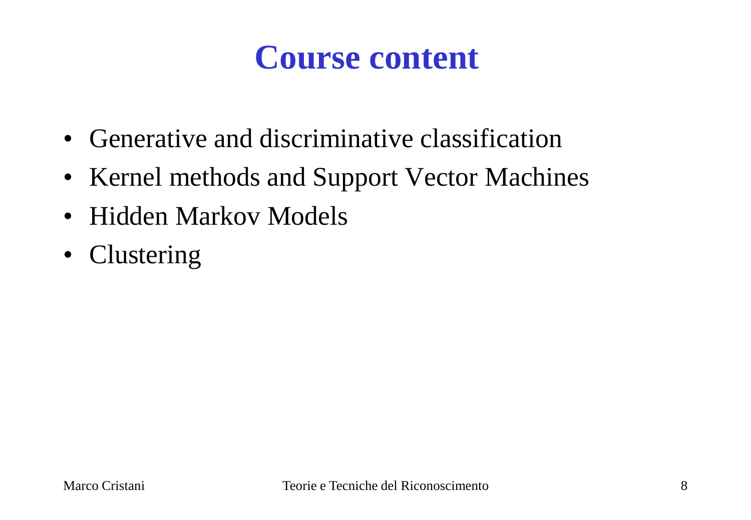# Course content

- Generative and discriminative classification
- Kernel methods and Support Vector Machines
- Hidden Markov Models
- Clustering